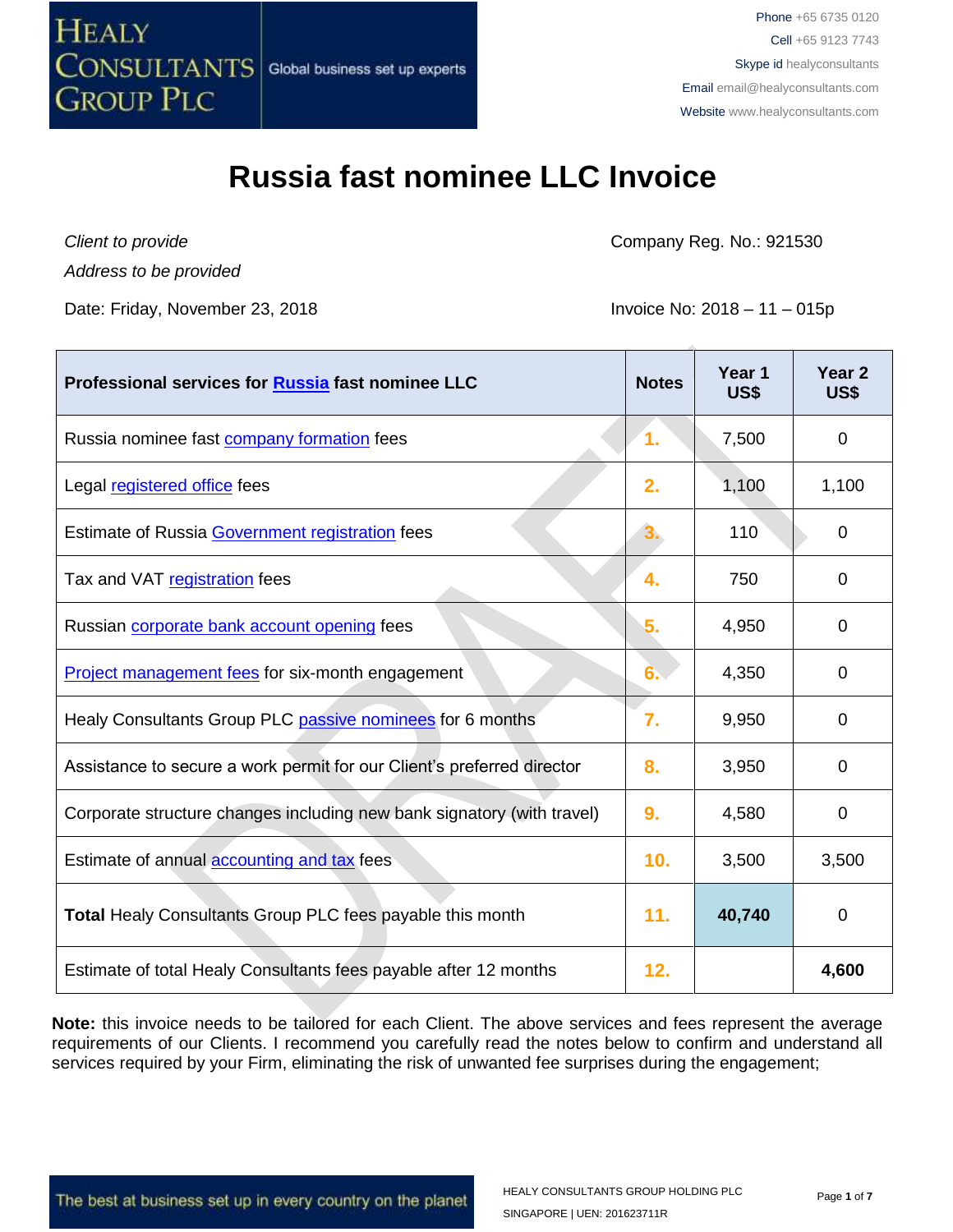Phone +65 6735 0120
Cell +65 9123 7743
Skype id healyconsultants
Email email@healyconsultants.com
Website www.healyconsultants.com

# Russia fast nominee LLC Invoice

*Client to provide*
*Address to be provided*

Company Reg. No.: 921530

Date: Friday, November 23, 2018

Invoice No: 2018 – 11 – 015p

| Professional services for Russia fast nominee LLC | Notes | Year 1 US$ | Year 2 US$ |
|---|---|---|---|
| Russia nominee fast company formation fees | 1. | 7,500 | 0 |
| Legal registered office fees | 2. | 1,100 | 1,100 |
| Estimate of Russia Government registration fees | 3. | 110 | 0 |
| Tax and VAT registration fees | 4. | 750 | 0 |
| Russian corporate bank account opening fees | 5. | 4,950 | 0 |
| Project management fees for six-month engagement | 6. | 4,350 | 0 |
| Healy Consultants Group PLC passive nominees for 6 months | 7. | 9,950 | 0 |
| Assistance to secure a work permit for our Client's preferred director | 8. | 3,950 | 0 |
| Corporate structure changes including new bank signatory (with travel) | 9. | 4,580 | 0 |
| Estimate of annual accounting and tax fees | 10. | 3,500 | 3,500 |
| **Total** Healy Consultants Group PLC fees payable this month | 11. | **40,740** | 0 |
| Estimate of total Healy Consultants fees payable after 12 months | 12. | | **4,600** |

**Note:** this invoice needs to be tailored for each Client. The above services and fees represent the average requirements of our Clients. I recommend you carefully read the notes below to confirm and understand all services required by your Firm, eliminating the risk of unwanted fee surprises during the engagement;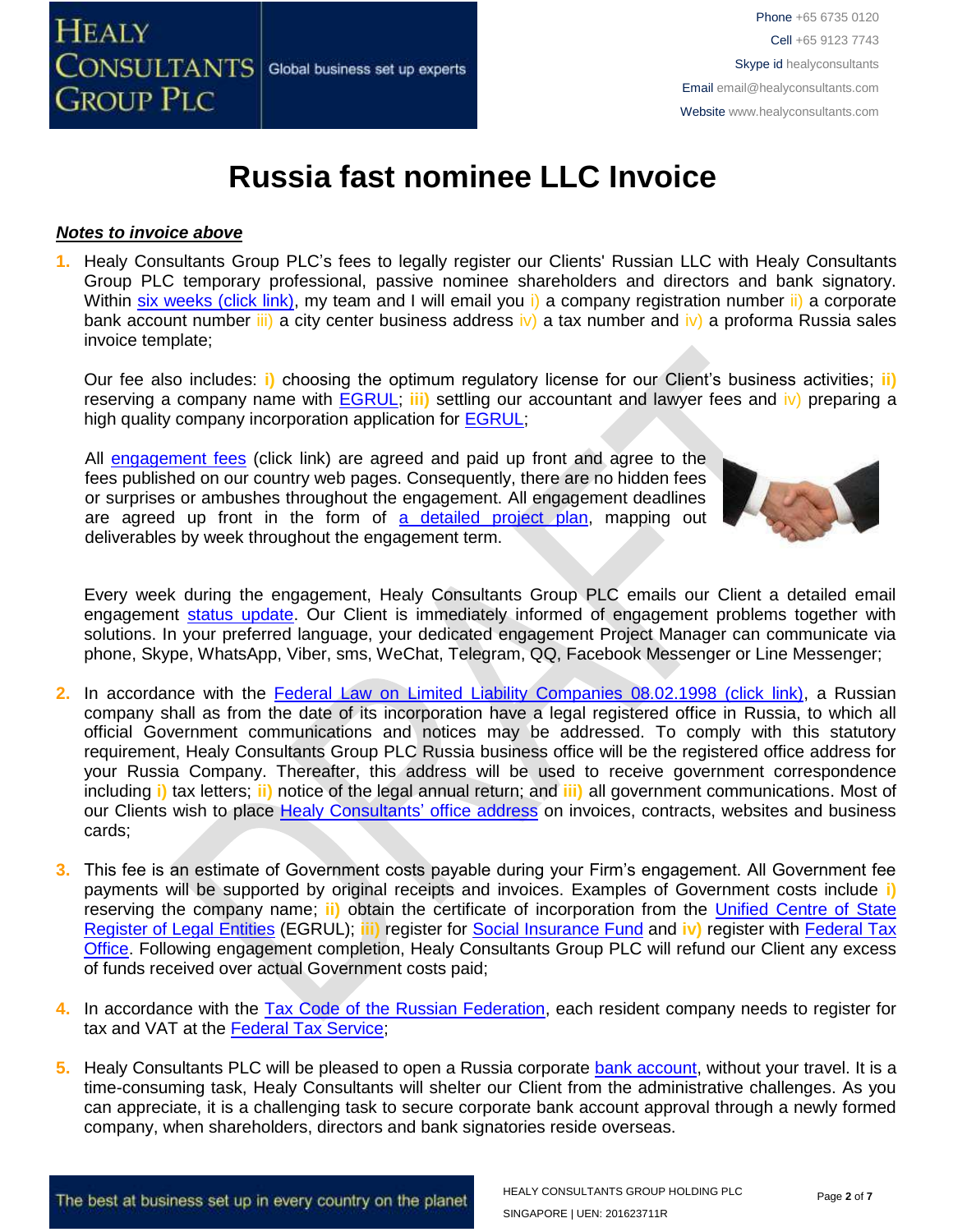# Russia fast nominee LLC Invoice

***Notes to invoice above***

1. Healy Consultants Group PLC's fees to legally register our Clients' Russian LLC with Healy Consultants Group PLC temporary professional, passive nominee shareholders and directors and bank signatory. Within six weeks (click link), my team and I will email you i) a company registration number ii) a corporate bank account number iii) a city center business address iv) a tax number and iv) a proforma Russia sales invoice template;

   Our fee also includes: **i)** choosing the optimum regulatory license for our Client's business activities; **ii)** reserving a company name with EGRUL; **iii)** settling our accountant and lawyer fees and iv) preparing a high quality company incorporation application for EGRUL;

   All engagement fees (click link) are agreed and paid up front and agree to the fees published on our country web pages. Consequently, there are no hidden fees or surprises or ambushes throughout the engagement. All engagement deadlines are agreed up front in the form of a detailed project plan, mapping out deliverables by week throughout the engagement term.

   Every week during the engagement, Healy Consultants Group PLC emails our Client a detailed email engagement status update. Our Client is immediately informed of engagement problems together with solutions. In your preferred language, your dedicated engagement Project Manager can communicate via phone, Skype, WhatsApp, Viber, sms, WeChat, Telegram, QQ, Facebook Messenger or Line Messenger;

2. In accordance with the Federal Law on Limited Liability Companies 08.02.1998 (click link), a Russian company shall as from the date of its incorporation have a legal registered office in Russia, to which all official Government communications and notices may be addressed. To comply with this statutory requirement, Healy Consultants Group PLC Russia business office will be the registered office address for your Russia Company. Thereafter, this address will be used to receive government correspondence including **i)** tax letters; **ii)** notice of the legal annual return; and **iii)** all government communications. Most of our Clients wish to place Healy Consultants' office address on invoices, contracts, websites and business cards;

3. This fee is an estimate of Government costs payable during your Firm's engagement. All Government fee payments will be supported by original receipts and invoices. Examples of Government costs include **i)** reserving the company name; **ii)** obtain the certificate of incorporation from the Unified Centre of State Register of Legal Entities (EGRUL); **iii)** register for Social Insurance Fund and **iv)** register with Federal Tax Office. Following engagement completion, Healy Consultants Group PLC will refund our Client any excess of funds received over actual Government costs paid;

4. In accordance with the Tax Code of the Russian Federation, each resident company needs to register for tax and VAT at the Federal Tax Service;

5. Healy Consultants PLC will be pleased to open a Russia corporate bank account, without your travel. It is a time-consuming task, Healy Consultants will shelter our Client from the administrative challenges. As you can appreciate, it is a challenging task to secure corporate bank account approval through a newly formed company, when shareholders, directors and bank signatories reside overseas.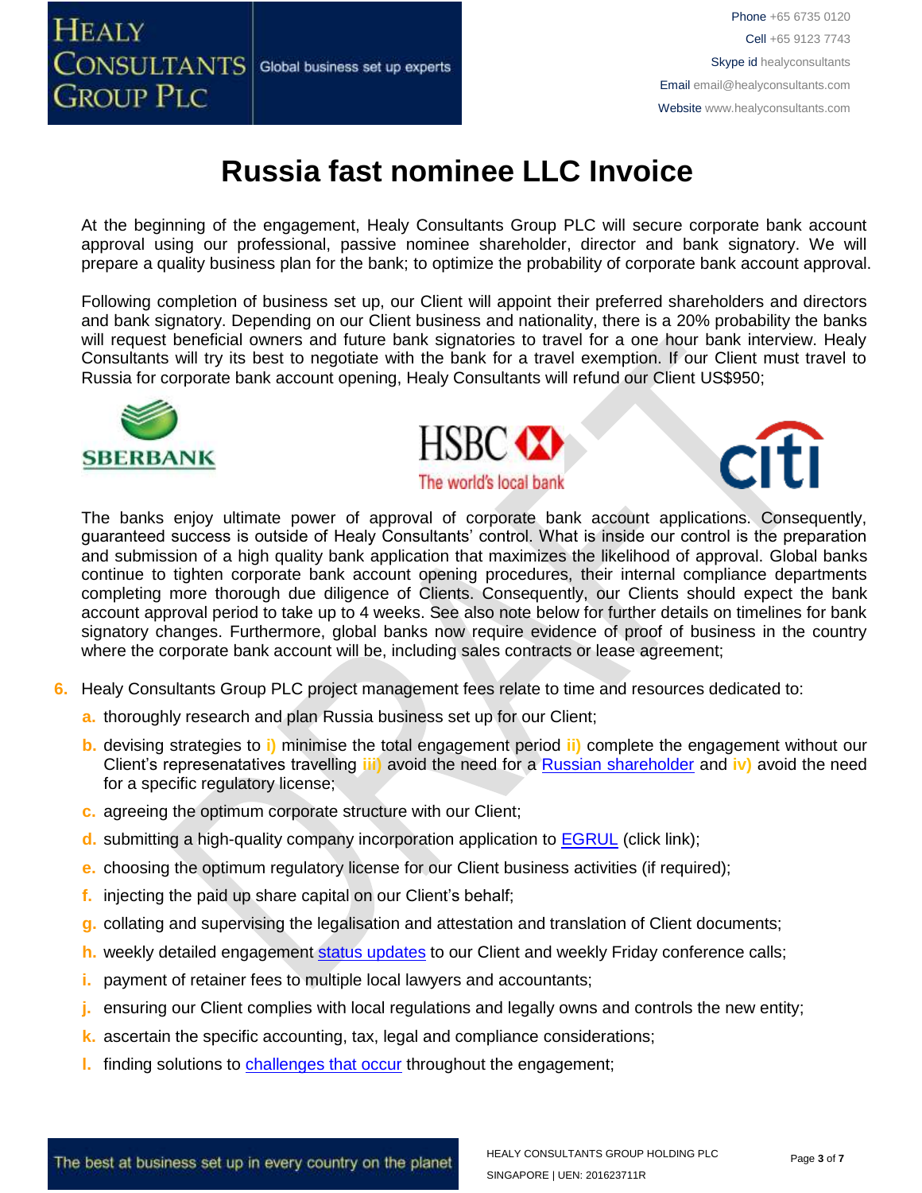# Russia fast nominee LLC Invoice

At the beginning of the engagement, Healy Consultants Group PLC will secure corporate bank account approval using our professional, passive nominee shareholder, director and bank signatory. We will prepare a quality business plan for the bank; to optimize the probability of corporate bank account approval.

Following completion of business set up, our Client will appoint their preferred shareholders and directors and bank signatory. Depending on our Client business and nationality, there is a 20% probability the banks will request beneficial owners and future bank signatories to travel for a one hour bank interview. Healy Consultants will try its best to negotiate with the bank for a travel exemption. If our Client must travel to Russia for corporate bank account opening, Healy Consultants will refund our Client US$950;

The banks enjoy ultimate power of approval of corporate bank account applications. Consequently, guaranteed success is outside of Healy Consultants' control. What is inside our control is the preparation and submission of a high quality bank application that maximizes the likelihood of approval. Global banks continue to tighten corporate bank account opening procedures, their internal compliance departments completing more thorough due diligence of Clients. Consequently, our Clients should expect the bank account approval period to take up to 4 weeks. See also note below for further details on timelines for bank signatory changes. Furthermore, global banks now require evidence of proof of business in the country where the corporate bank account will be, including sales contracts or lease agreement;

6. Healy Consultants Group PLC project management fees relate to time and resources dedicated to:
   a. thoroughly research and plan Russia business set up for our Client;
   b. devising strategies to i) minimise the total engagement period ii) complete the engagement without our Client's represenatatives travelling iii) avoid the need for a Russian shareholder and iv) avoid the need for a specific regulatory license;
   c. agreeing the optimum corporate structure with our Client;
   d. submitting a high-quality company incorporation application to EGRUL (click link);
   e. choosing the optimum regulatory license for our Client business activities (if required);
   f. injecting the paid up share capital on our Client's behalf;
   g. collating and supervising the legalisation and attestation and translation of Client documents;
   h. weekly detailed engagement status updates to our Client and weekly Friday conference calls;
   i. payment of retainer fees to multiple local lawyers and accountants;
   j. ensuring our Client complies with local regulations and legally owns and controls the new entity;
   k. ascertain the specific accounting, tax, legal and compliance considerations;
   l. finding solutions to challenges that occur throughout the engagement;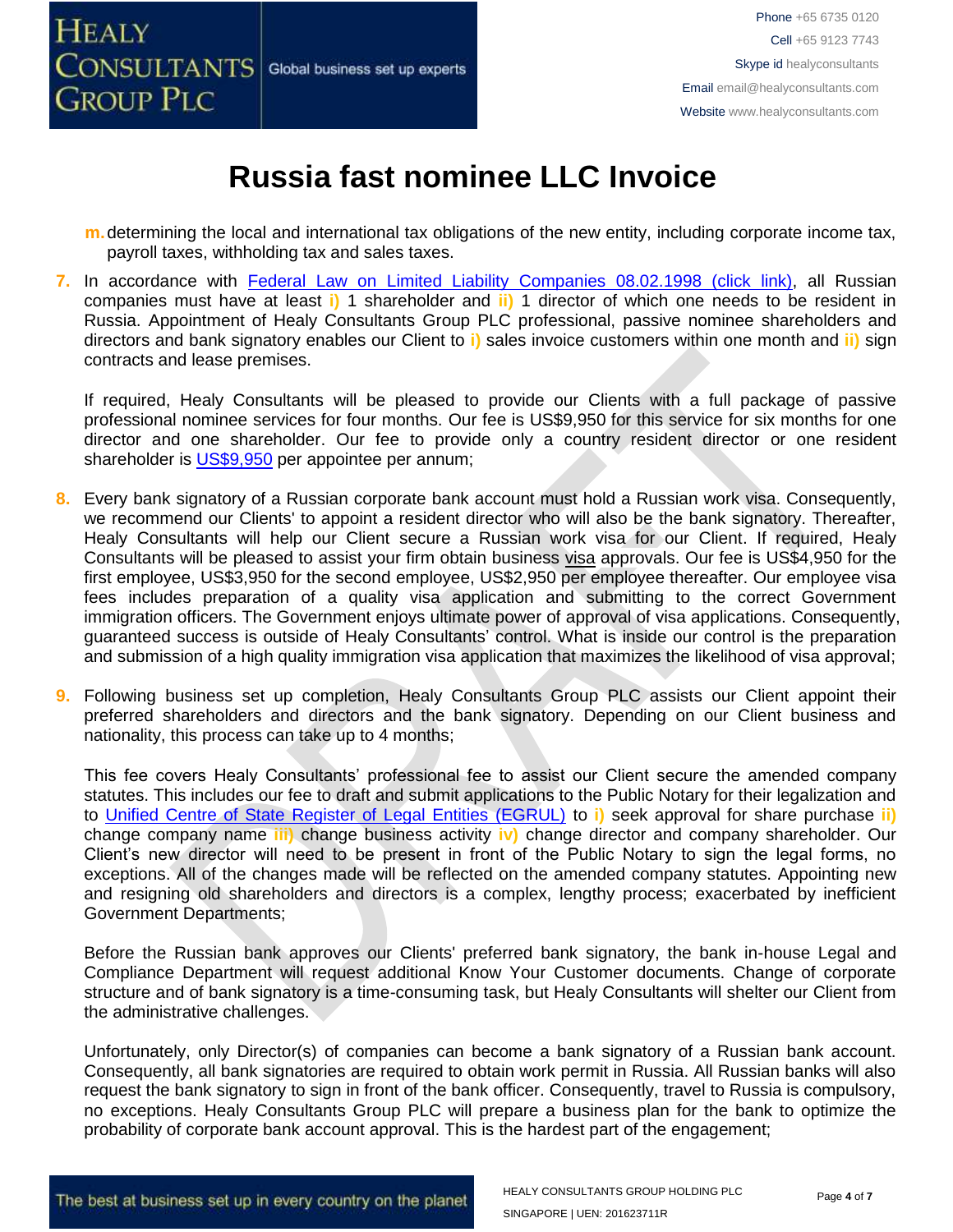# Russia fast nominee LLC Invoice

m. determining the local and international tax obligations of the new entity, including corporate income tax, payroll taxes, withholding tax and sales taxes.

7. In accordance with Federal Law on Limited Liability Companies 08.02.1998 (click link), all Russian companies must have at least i) 1 shareholder and ii) 1 director of which one needs to be resident in Russia. Appointment of Healy Consultants Group PLC professional, passive nominee shareholders and directors and bank signatory enables our Client to i) sales invoice customers within one month and ii) sign contracts and lease premises.

   If required, Healy Consultants will be pleased to provide our Clients with a full package of passive professional nominee services for four months. Our fee is US$9,950 for this service for six months for one director and one shareholder. Our fee to provide only a country resident director or one resident shareholder is US$9,950 per appointee per annum;

8. Every bank signatory of a Russian corporate bank account must hold a Russian work visa. Consequently, we recommend our Clients' to appoint a resident director who will also be the bank signatory. Thereafter, Healy Consultants will help our Client secure a Russian work visa for our Client. If required, Healy Consultants will be pleased to assist your firm obtain business visa approvals. Our fee is US$4,950 for the first employee, US$3,950 for the second employee, US$2,950 per employee thereafter. Our employee visa fees includes preparation of a quality visa application and submitting to the correct Government immigration officers. The Government enjoys ultimate power of approval of visa applications. Consequently, guaranteed success is outside of Healy Consultants' control. What is inside our control is the preparation and submission of a high quality immigration visa application that maximizes the likelihood of visa approval;

9. Following business set up completion, Healy Consultants Group PLC assists our Client appoint their preferred shareholders and directors and the bank signatory. Depending on our Client business and nationality, this process can take up to 4 months;

   This fee covers Healy Consultants' professional fee to assist our Client secure the amended company statutes. This includes our fee to draft and submit applications to the Public Notary for their legalization and to Unified Centre of State Register of Legal Entities (EGRUL) to i) seek approval for share purchase ii) change company name iii) change business activity iv) change director and company shareholder. Our Client's new director will need to be present in front of the Public Notary to sign the legal forms, no exceptions. All of the changes made will be reflected on the amended company statutes. Appointing new and resigning old shareholders and directors is a complex, lengthy process; exacerbated by inefficient Government Departments;

   Before the Russian bank approves our Clients' preferred bank signatory, the bank in-house Legal and Compliance Department will request additional Know Your Customer documents. Change of corporate structure and of bank signatory is a time-consuming task, but Healy Consultants will shelter our Client from the administrative challenges.

   Unfortunately, only Director(s) of companies can become a bank signatory of a Russian bank account. Consequently, all bank signatories are required to obtain work permit in Russia. All Russian banks will also request the bank signatory to sign in front of the bank officer. Consequently, travel to Russia is compulsory, no exceptions. Healy Consultants Group PLC will prepare a business plan for the bank to optimize the probability of corporate bank account approval. This is the hardest part of the engagement;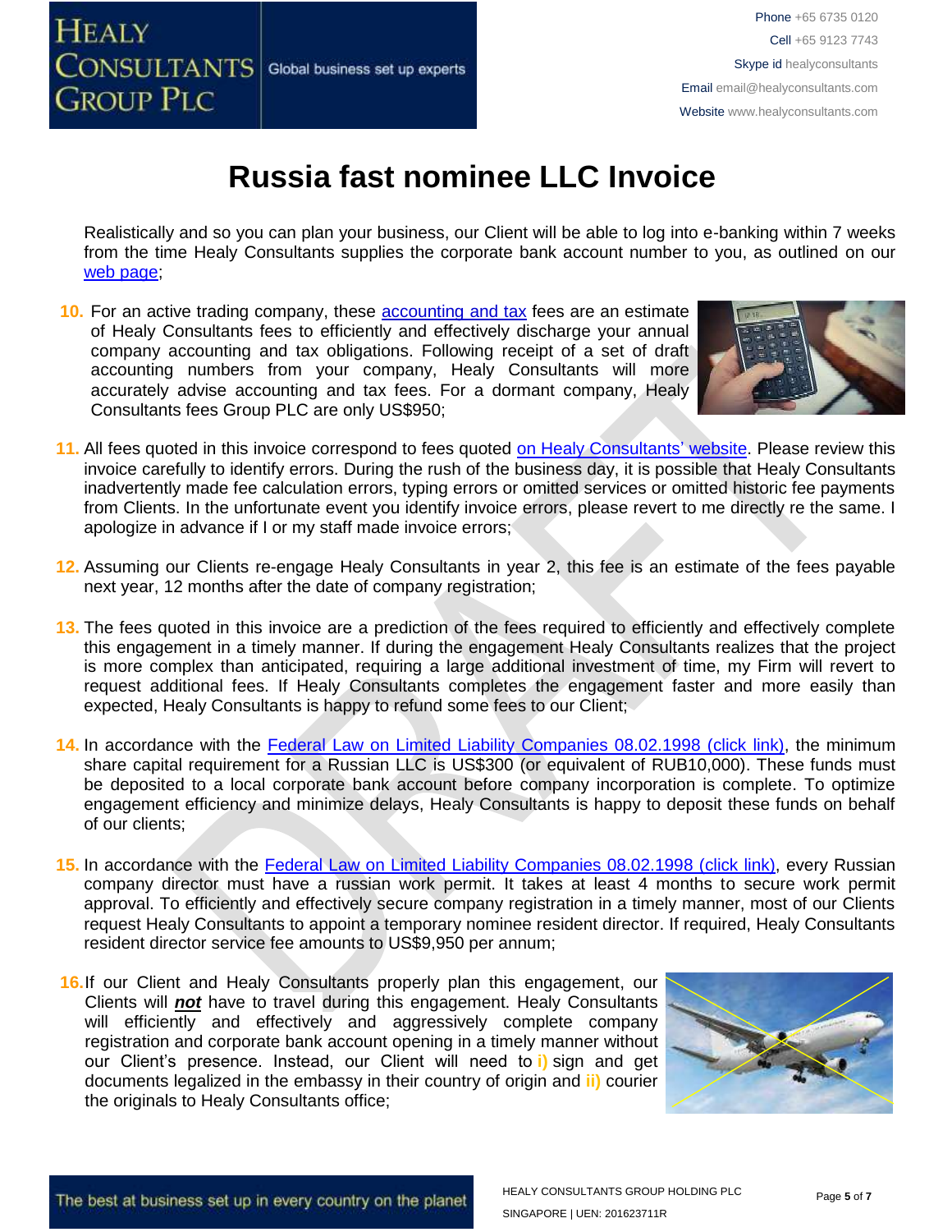# Russia fast nominee LLC Invoice

Realistically and so you can plan your business, our Client will be able to log into e-banking within 7 weeks from the time Healy Consultants supplies the corporate bank account number to you, as outlined on our [web page](#);

10. For an active trading company, these [accounting and tax](#) fees are an estimate of Healy Consultants fees to efficiently and effectively discharge your annual company accounting and tax obligations. Following receipt of a set of draft accounting numbers from your company, Healy Consultants will more accurately advise accounting and tax fees. For a dormant company, Healy Consultants fees Group PLC are only US$950;

11. All fees quoted in this invoice correspond to fees quoted [on Healy Consultants' website](#). Please review this invoice carefully to identify errors. During the rush of the business day, it is possible that Healy Consultants inadvertently made fee calculation errors, typing errors or omitted services or omitted historic fee payments from Clients. In the unfortunate event you identify invoice errors, please revert to me directly re the same. I apologize in advance if I or my staff made invoice errors;

12. Assuming our Clients re-engage Healy Consultants in year 2, this fee is an estimate of the fees payable next year, 12 months after the date of company registration;

13. The fees quoted in this invoice are a prediction of the fees required to efficiently and effectively complete this engagement in a timely manner. If during the engagement Healy Consultants realizes that the project is more complex than anticipated, requiring a large additional investment of time, my Firm will revert to request additional fees. If Healy Consultants completes the engagement faster and more easily than expected, Healy Consultants is happy to refund some fees to our Client;

14. In accordance with the [Federal Law on Limited Liability Companies 08.02.1998 (click link)](#), the minimum share capital requirement for a Russian LLC is US$300 (or equivalent of RUB10,000). These funds must be deposited to a local corporate bank account before company incorporation is complete. To optimize engagement efficiency and minimize delays, Healy Consultants is happy to deposit these funds on behalf of our clients;

15. In accordance with the [Federal Law on Limited Liability Companies 08.02.1998 (click link)](#), every Russian company director must have a russian work permit. It takes at least 4 months to secure work permit approval. To efficiently and effectively secure company registration in a timely manner, most of our Clients request Healy Consultants to appoint a temporary nominee resident director. If required, Healy Consultants resident director service fee amounts to US$9,950 per annum;

16. If our Client and Healy Consultants properly plan this engagement, our Clients will ***not*** have to travel during this engagement. Healy Consultants will efficiently and effectively and aggressively complete company registration and corporate bank account opening in a timely manner without our Client's presence. Instead, our Client will need to **i)** sign and get documents legalized in the embassy in their country of origin and **ii)** courier the originals to Healy Consultants office;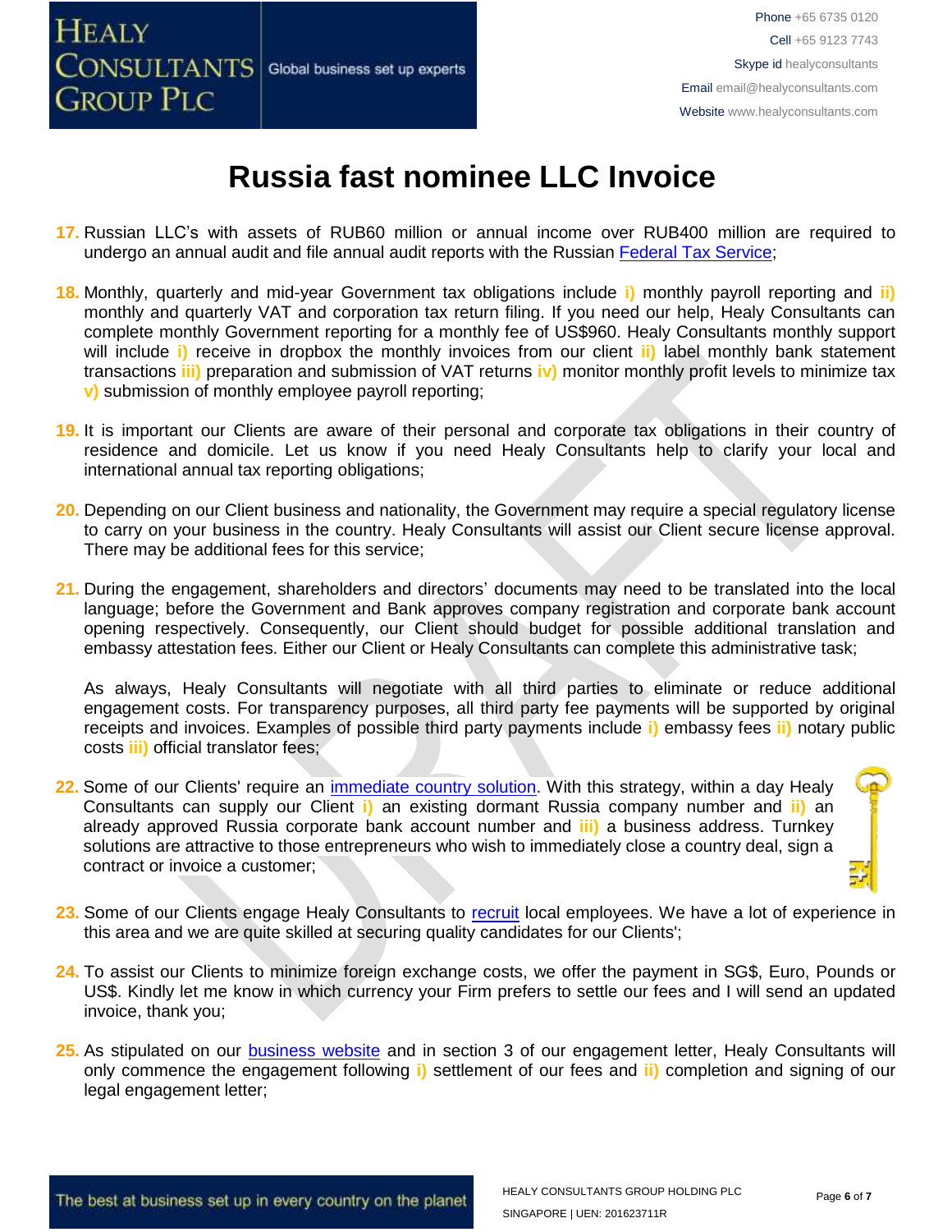# Russia fast nominee LLC Invoice

17. Russian LLC's with assets of RUB60 million or annual income over RUB400 million are required to undergo an annual audit and file annual audit reports with the Russian Federal Tax Service;

18. Monthly, quarterly and mid-year Government tax obligations include i) monthly payroll reporting and ii) monthly and quarterly VAT and corporation tax return filing. If you need our help, Healy Consultants can complete monthly Government reporting for a monthly fee of US$960. Healy Consultants monthly support will include i) receive in dropbox the monthly invoices from our client ii) label monthly bank statement transactions iii) preparation and submission of VAT returns iv) monitor monthly profit levels to minimize tax v) submission of monthly employee payroll reporting;

19. It is important our Clients are aware of their personal and corporate tax obligations in their country of residence and domicile. Let us know if you need Healy Consultants help to clarify your local and international annual tax reporting obligations;

20. Depending on our Client business and nationality, the Government may require a special regulatory license to carry on your business in the country. Healy Consultants will assist our Client secure license approval. There may be additional fees for this service;

21. During the engagement, shareholders and directors' documents may need to be translated into the local language; before the Government and Bank approves company registration and corporate bank account opening respectively. Consequently, our Client should budget for possible additional translation and embassy attestation fees. Either our Client or Healy Consultants can complete this administrative task;

    As always, Healy Consultants will negotiate with all third parties to eliminate or reduce additional engagement costs. For transparency purposes, all third party fee payments will be supported by original receipts and invoices. Examples of possible third party payments include i) embassy fees ii) notary public costs iii) official translator fees;

22. Some of our Clients' require an immediate country solution. With this strategy, within a day Healy Consultants can supply our Client i) an existing dormant Russia company number and ii) an already approved Russia corporate bank account number and iii) a business address. Turnkey solutions are attractive to those entrepreneurs who wish to immediately close a country deal, sign a contract or invoice a customer;

23. Some of our Clients engage Healy Consultants to recruit local employees. We have a lot of experience in this area and we are quite skilled at securing quality candidates for our Clients';

24. To assist our Clients to minimize foreign exchange costs, we offer the payment in SG$, Euro, Pounds or US$. Kindly let me know in which currency your Firm prefers to settle our fees and I will send an updated invoice, thank you;

25. As stipulated on our business website and in section 3 of our engagement letter, Healy Consultants will only commence the engagement following i) settlement of our fees and ii) completion and signing of our legal engagement letter;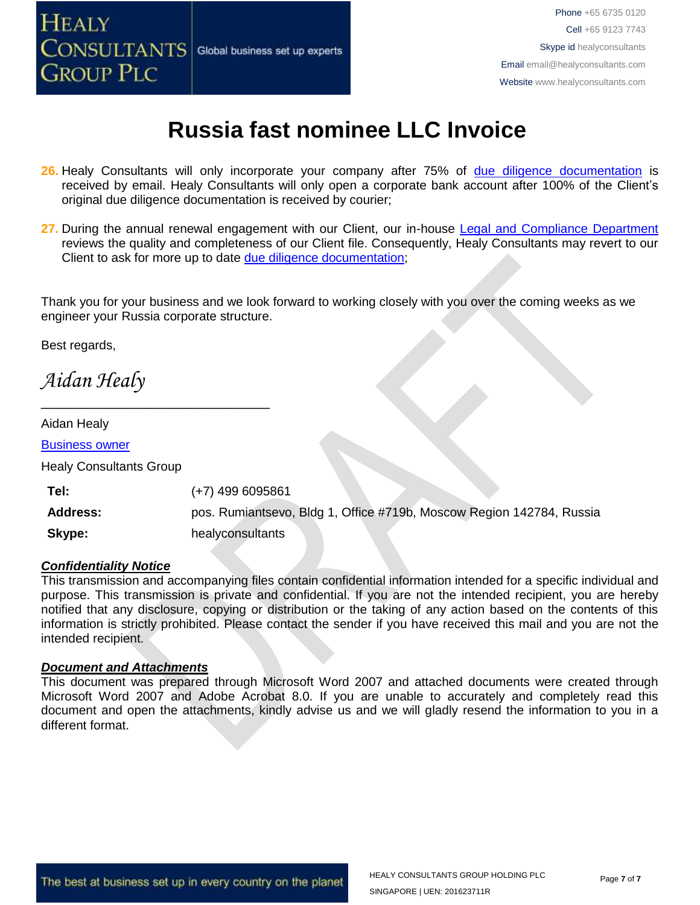# Russia fast nominee LLC Invoice

26. Healy Consultants will only incorporate your company after 75% of due diligence documentation is received by email. Healy Consultants will only open a corporate bank account after 100% of the Client's original due diligence documentation is received by courier;

27. During the annual renewal engagement with our Client, our in-house Legal and Compliance Department reviews the quality and completeness of our Client file. Consequently, Healy Consultants may revert to our Client to ask for more up to date due diligence documentation;

Thank you for your business and we look forward to working closely with you over the coming weeks as we engineer your Russia corporate structure.

Best regards,

*Aidan Healy*

_______________________________

Aidan Healy

Business owner

Healy Consultants Group

| | |
|---|---|
| **Tel:** | (+7) 499 6095861 |
| **Address:** | pos. Rumiantsevo, Bldg 1, Office #719b, Moscow Region 142784, Russia |
| **Skype:** | healyconsultants |

***Confidentiality Notice***

This transmission and accompanying files contain confidential information intended for a specific individual and purpose. This transmission is private and confidential. If you are not the intended recipient, you are hereby notified that any disclosure, copying or distribution or the taking of any action based on the contents of this information is strictly prohibited. Please contact the sender if you have received this mail and you are not the intended recipient.

***Document and Attachments***

This document was prepared through Microsoft Word 2007 and attached documents were created through Microsoft Word 2007 and Adobe Acrobat 8.0. If you are unable to accurately and completely read this document and open the attachments, kindly advise us and we will gladly resend the information to you in a different format.